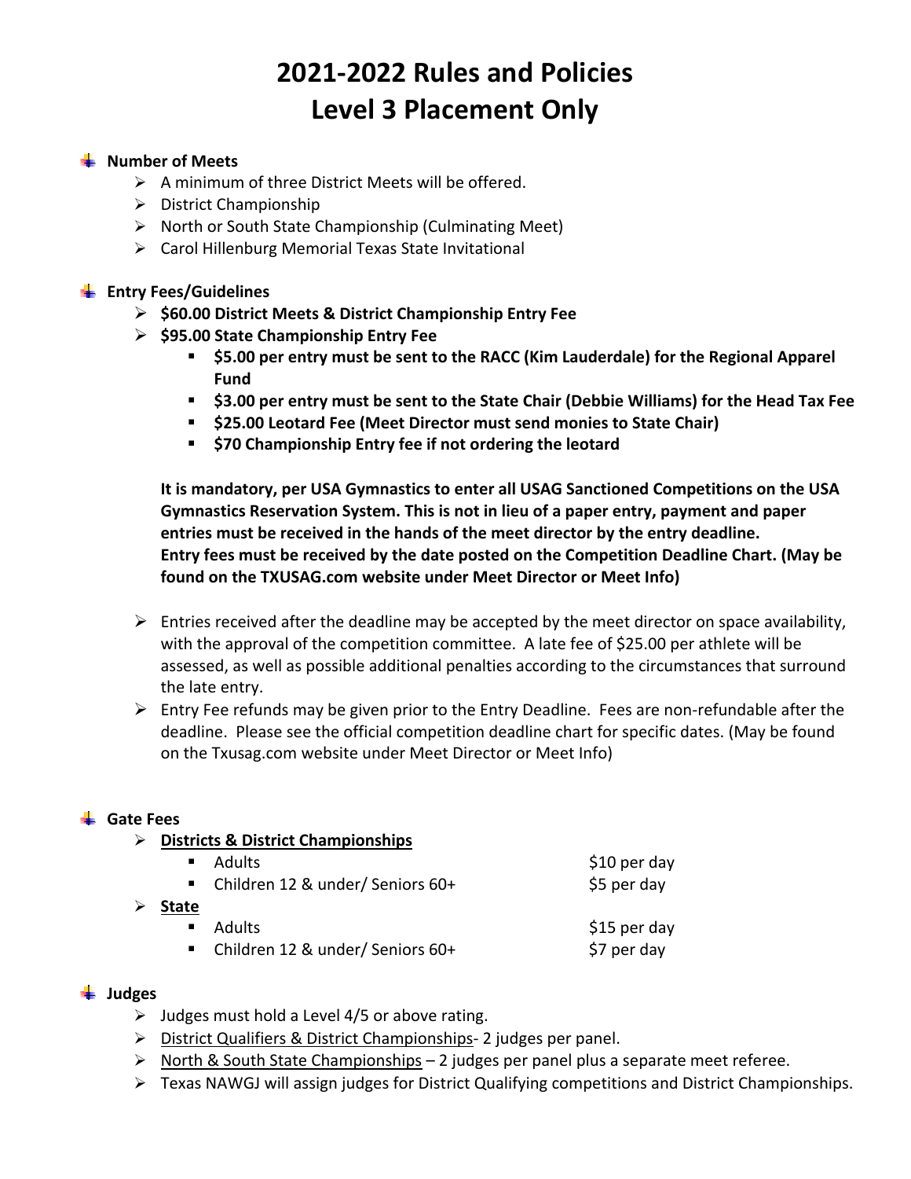# 2021-2022 Rules and Policies
# Level 3 Placement Only

## Number of Meets

- A minimum of three District Meets will be offered.
- District Championship
- North or South State Championship (Culminating Meet)
- Carol Hillenburg Memorial Texas State Invitational

## Entry Fees/Guidelines

- **$60.00 District Meets & District Championship Entry Fee**
- **$95.00 State Championship Entry Fee**
  - **$5.00 per entry must be sent to the RACC (Kim Lauderdale) for the Regional Apparel Fund**
  - **$3.00 per entry must be sent to the State Chair (Debbie Williams) for the Head Tax Fee**
  - **$25.00 Leotard Fee (Meet Director must send monies to State Chair)**
  - **$70 Championship Entry fee if not ordering the leotard**

**It is mandatory, per USA Gymnastics to enter all USAG Sanctioned Competitions on the USA Gymnastics Reservation System. This is not in lieu of a paper entry, payment and paper entries must be received in the hands of the meet director by the entry deadline. Entry fees must be received by the date posted on the Competition Deadline Chart. (May be found on the TXUSAG.com website under Meet Director or Meet Info)**

- Entries received after the deadline may be accepted by the meet director on space availability, with the approval of the competition committee. A late fee of $25.00 per athlete will be assessed, as well as possible additional penalties according to the circumstances that surround the late entry.
- Entry Fee refunds may be given prior to the Entry Deadline. Fees are non-refundable after the deadline. Please see the official competition deadline chart for specific dates. (May be found on the Txusag.com website under Meet Director or Meet Info)

## Gate Fees

- <u>**Districts & District Championships**</u>
  - Adults — $10 per day
  - Children 12 & under/ Seniors 60+ — $5 per day
- <u>**State**</u>
  - Adults — $15 per day
  - Children 12 & under/ Seniors 60+ — $7 per day

## Judges

- Judges must hold a Level 4/5 or above rating.
- <u>District Qualifiers & District Championships</u>- 2 judges per panel.
- <u>North & South State Championships</u> – 2 judges per panel plus a separate meet referee.
- Texas NAWGJ will assign judges for District Qualifying competitions and District Championships.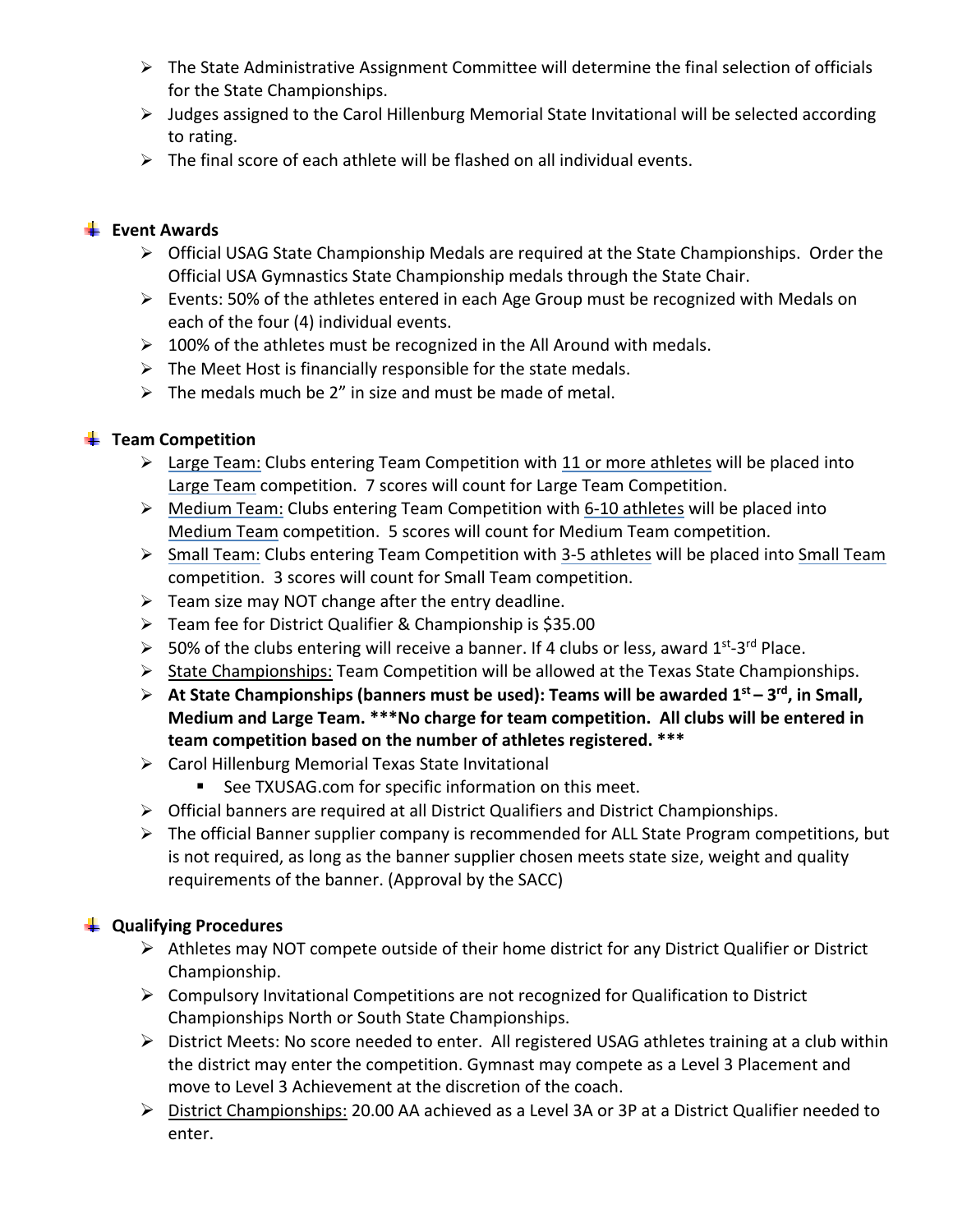- The State Administrative Assignment Committee will determine the final selection of officials for the State Championships.
- Judges assigned to the Carol Hillenburg Memorial State Invitational will be selected according to rating.
- The final score of each athlete will be flashed on all individual events.

## Event Awards

- Official USAG State Championship Medals are required at the State Championships. Order the Official USA Gymnastics State Championship medals through the State Chair.
- Events: 50% of the athletes entered in each Age Group must be recognized with Medals on each of the four (4) individual events.
- 100% of the athletes must be recognized in the All Around with medals.
- The Meet Host is financially responsible for the state medals.
- The medals much be 2" in size and must be made of metal.

## Team Competition

- Large Team: Clubs entering Team Competition with 11 or more athletes will be placed into Large Team competition. 7 scores will count for Large Team Competition.
- Medium Team: Clubs entering Team Competition with 6-10 athletes will be placed into Medium Team competition. 5 scores will count for Medium Team competition.
- Small Team: Clubs entering Team Competition with 3-5 athletes will be placed into Small Team competition. 3 scores will count for Small Team competition.
- Team size may NOT change after the entry deadline.
- Team fee for District Qualifier & Championship is $35.00
- 50% of the clubs entering will receive a banner. If 4 clubs or less, award 1st-3rd Place.
- State Championships: Team Competition will be allowed at the Texas State Championships.
- **At State Championships (banners must be used): Teams will be awarded 1st – 3rd, in Small, Medium and Large Team. \*\*\*No charge for team competition. All clubs will be entered in team competition based on the number of athletes registered. \*\*\***
- Carol Hillenburg Memorial Texas State Invitational
  - See TXUSAG.com for specific information on this meet.
- Official banners are required at all District Qualifiers and District Championships.
- The official Banner supplier company is recommended for ALL State Program competitions, but is not required, as long as the banner supplier chosen meets state size, weight and quality requirements of the banner. (Approval by the SACC)

## Qualifying Procedures

- Athletes may NOT compete outside of their home district for any District Qualifier or District Championship.
- Compulsory Invitational Competitions are not recognized for Qualification to District Championships North or South State Championships.
- District Meets: No score needed to enter. All registered USAG athletes training at a club within the district may enter the competition. Gymnast may compete as a Level 3 Placement and move to Level 3 Achievement at the discretion of the coach.
- District Championships: 20.00 AA achieved as a Level 3A or 3P at a District Qualifier needed to enter.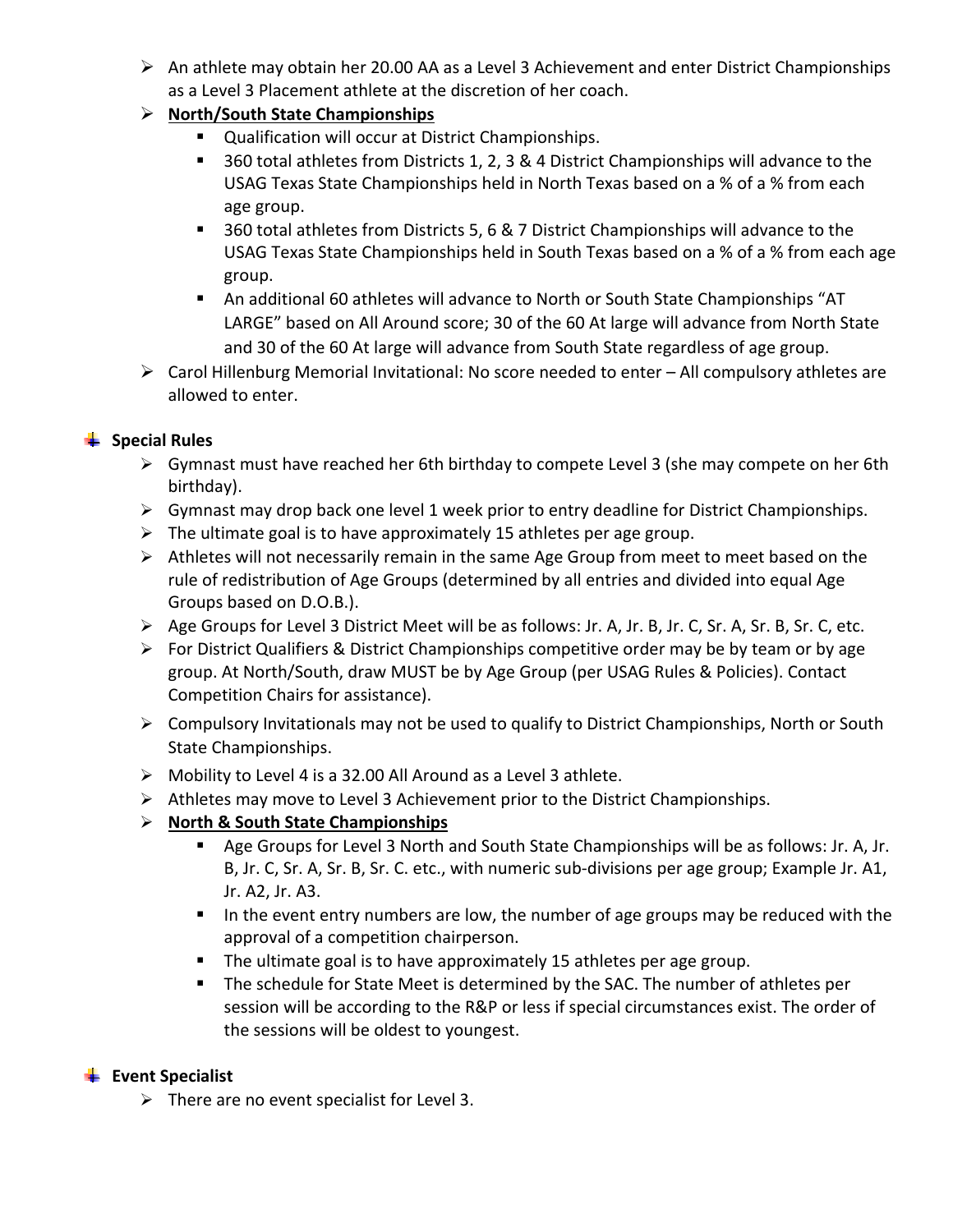- An athlete may obtain her 20.00 AA as a Level 3 Achievement and enter District Championships as a Level 3 Placement athlete at the discretion of her coach.
- **<u>North/South State Championships</u>**
  - Qualification will occur at District Championships.
  - 360 total athletes from Districts 1, 2, 3 & 4 District Championships will advance to the USAG Texas State Championships held in North Texas based on a % of a % from each age group.
  - 360 total athletes from Districts 5, 6 & 7 District Championships will advance to the USAG Texas State Championships held in South Texas based on a % of a % from each age group.
  - An additional 60 athletes will advance to North or South State Championships "AT LARGE" based on All Around score; 30 of the 60 At large will advance from North State and 30 of the 60 At large will advance from South State regardless of age group.
- Carol Hillenburg Memorial Invitational: No score needed to enter – All compulsory athletes are allowed to enter.

## Special Rules

- Gymnast must have reached her 6th birthday to compete Level 3 (she may compete on her 6th birthday).
- Gymnast may drop back one level 1 week prior to entry deadline for District Championships.
- The ultimate goal is to have approximately 15 athletes per age group.
- Athletes will not necessarily remain in the same Age Group from meet to meet based on the rule of redistribution of Age Groups (determined by all entries and divided into equal Age Groups based on D.O.B.).
- Age Groups for Level 3 District Meet will be as follows: Jr. A, Jr. B, Jr. C, Sr. A, Sr. B, Sr. C, etc.
- For District Qualifiers & District Championships competitive order may be by team or by age group. At North/South, draw MUST be by Age Group (per USAG Rules & Policies). Contact Competition Chairs for assistance).
- Compulsory Invitationals may not be used to qualify to District Championships, North or South State Championships.
- Mobility to Level 4 is a 32.00 All Around as a Level 3 athlete.
- Athletes may move to Level 3 Achievement prior to the District Championships.
- **<u>North & South State Championships</u>**
  - Age Groups for Level 3 North and South State Championships will be as follows: Jr. A, Jr. B, Jr. C, Sr. A, Sr. B, Sr. C. etc., with numeric sub-divisions per age group; Example Jr. A1, Jr. A2, Jr. A3.
  - In the event entry numbers are low, the number of age groups may be reduced with the approval of a competition chairperson.
  - The ultimate goal is to have approximately 15 athletes per age group.
  - The schedule for State Meet is determined by the SAC. The number of athletes per session will be according to the R&P or less if special circumstances exist. The order of the sessions will be oldest to youngest.

## Event Specialist

- There are no event specialist for Level 3.